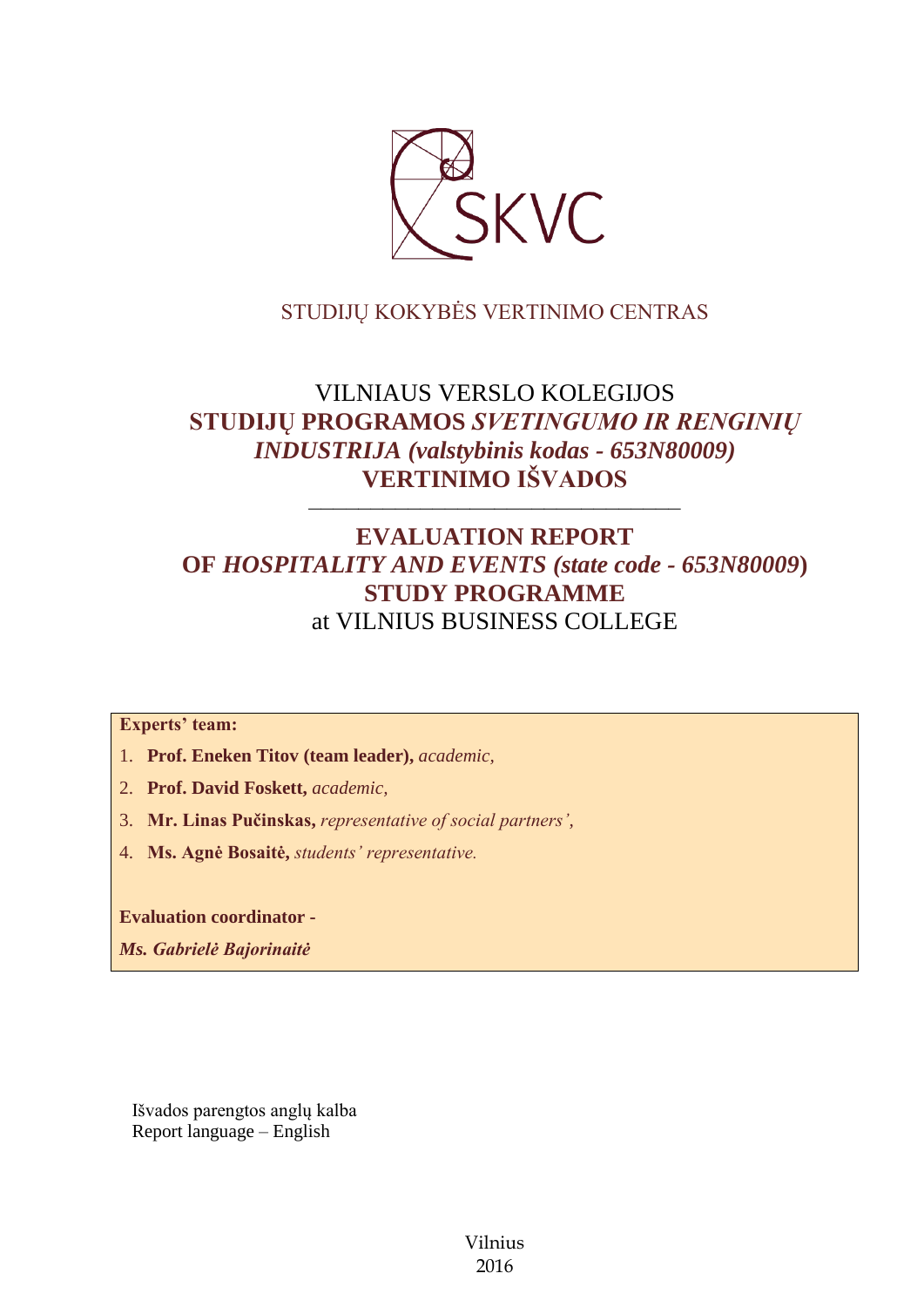SKVC

STUDIJŲ KOKYBĖS VERTINIMO CENTRAS

# VILNIAUS VERSLO KOLEGIJOS
# STUDIJŲ PROGRAMOS *SVETINGUMO IR RENGINIŲ INDUSTRIJA (valstybinis kodas - 653N80009)* VERTINIMO IŠVADOS

---

# EVALUATION REPORT
# OF *HOSPITALITY AND EVENTS (state code - 653N80009)* STUDY PROGRAMME
# at VILNIUS BUSINESS COLLEGE

**Experts' team:**

1. **Prof. Eneken Titov (team leader),** *academic,*
2. **Prof. David Foskett,** *academic,*
3. **Mr. Linas Pučinskas,** *representative of social partners',*
4. **Ms. Agnė Bosaitė,** *students' representative.*

**Evaluation coordinator -**

***Ms. Gabrielė Bajorinaitė***

Išvados parengtos anglų kalba
Report language – English

Vilnius
2016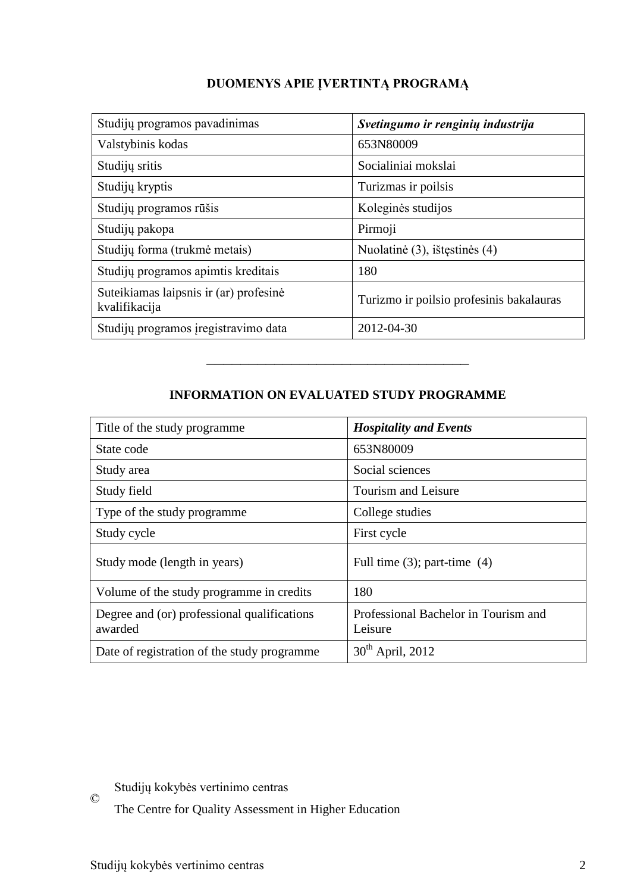## DUOMENYS APIE ĮVERTINTĄ PROGRAMĄ

| Studijų programos pavadinimas | ***Svetingumo ir renginių industrija*** |
|---|---|
| Valstybinis kodas | 653N80009 |
| Studijų sritis | Socialiniai mokslai |
| Studijų kryptis | Turizmas ir poilsis |
| Studijų programos rūšis | Koleginės studijos |
| Studijų pakopa | Pirmoji |
| Studijų forma (trukmė metais) | Nuolatinė (3), ištęstinės (4) |
| Studijų programos apimtis kreditais | 180 |
| Suteikiamas laipsnis ir (ar) profesinė kvalifikacija | Turizmo ir poilsio profesinis bakalauras |
| Studijų programos įregistravimo data | 2012-04-30 |

———————————————————————————

## INFORMATION ON EVALUATED STUDY PROGRAMME

| Title of the study programme | ***Hospitality and Events*** |
|---|---|
| State code | 653N80009 |
| Study area | Social sciences |
| Study field | Tourism and Leisure |
| Type of the study programme | College studies |
| Study cycle | First cycle |
| Study mode (length in years) | Full time (3); part-time (4) |
| Volume of the study programme in credits | 180 |
| Degree and (or) professional qualifications awarded | Professional Bachelor in Tourism and Leisure |
| Date of registration of the study programme | 30th April, 2012 |

© Studijų kokybės vertinimo centras

The Centre for Quality Assessment in Higher Education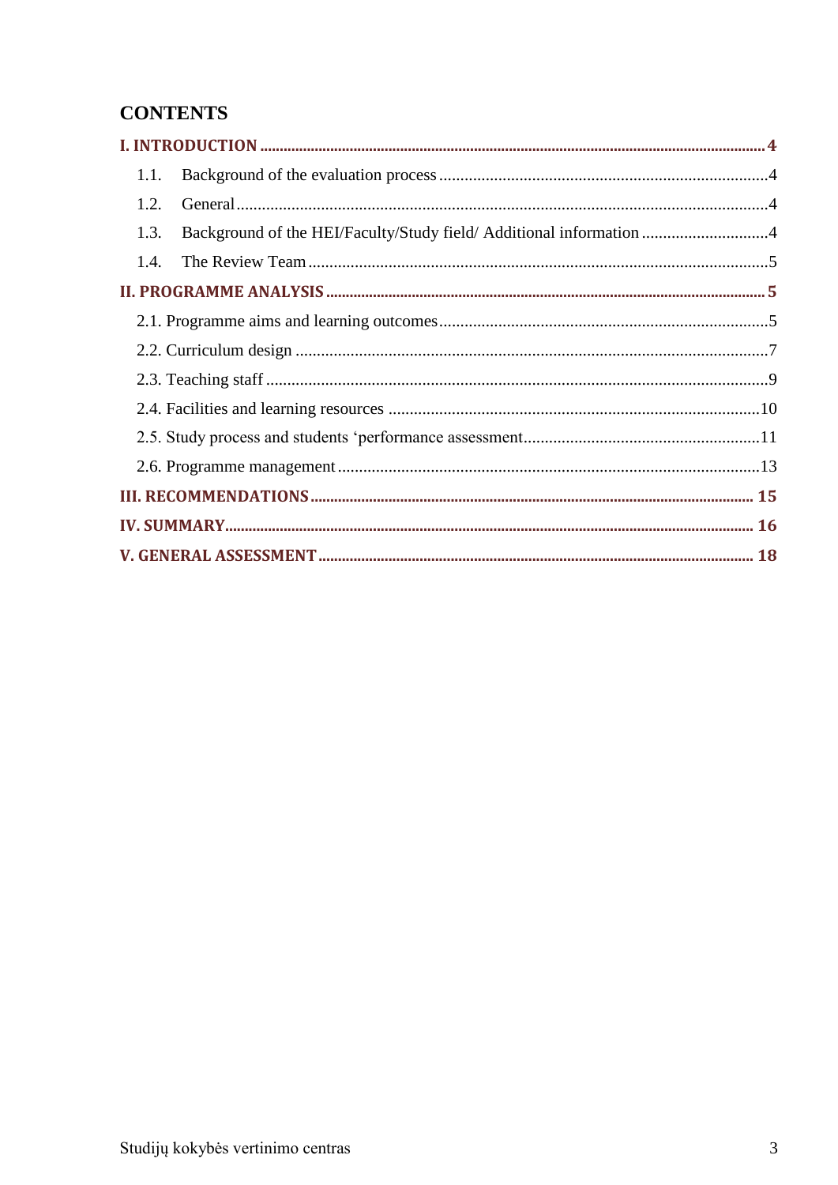# CONTENTS

**I. INTRODUCTION** ........ 4

1.1. Background of the evaluation process ........ 4

1.2. General ........ 4

1.3. Background of the HEI/Faculty/Study field/ Additional information ........ 4

1.4. The Review Team ........ 5

**II. PROGRAMME ANALYSIS** ........ 5

2.1. Programme aims and learning outcomes ........ 5

2.2. Curriculum design ........ 7

2.3. Teaching staff ........ 9

2.4. Facilities and learning resources ........ 10

2.5. Study process and students 'performance assessment ........ 11

2.6. Programme management ........ 13

**III. RECOMMENDATIONS** ........ 15

**IV. SUMMARY** ........ 16

**V. GENERAL ASSESSMENT** ........ 18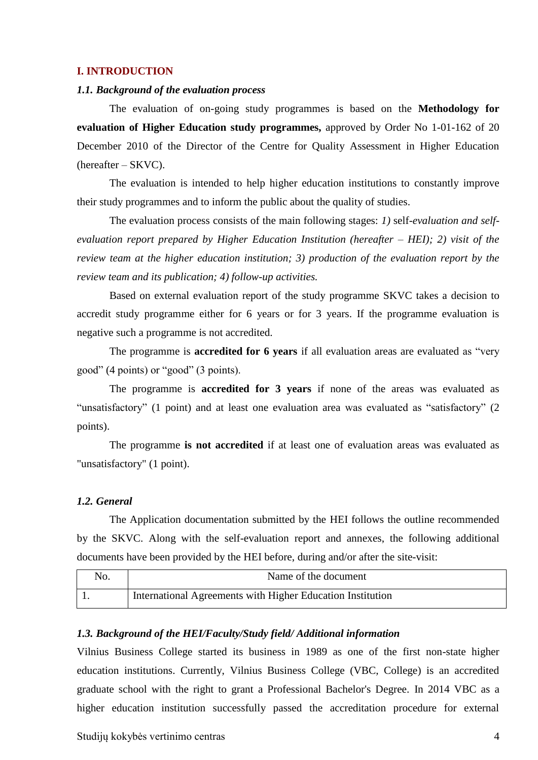# I. INTRODUCTION

### *1.1. Background of the evaluation process*

The evaluation of on-going study programmes is based on the **Methodology for evaluation of Higher Education study programmes,** approved by Order No 1-01-162 of 20 December 2010 of the Director of the Centre for Quality Assessment in Higher Education (hereafter – SKVC).

The evaluation is intended to help higher education institutions to constantly improve their study programmes and to inform the public about the quality of studies.

The evaluation process consists of the main following stages: *1)* self-*evaluation and self-evaluation report prepared by Higher Education Institution (hereafter – HEI); 2) visit of the review team at the higher education institution; 3) production of the evaluation report by the review team and its publication; 4) follow-up activities.*

Based on external evaluation report of the study programme SKVC takes a decision to accredit study programme either for 6 years or for 3 years. If the programme evaluation is negative such a programme is not accredited.

The programme is **accredited for 6 years** if all evaluation areas are evaluated as "very good" (4 points) or "good" (3 points).

The programme is **accredited for 3 years** if none of the areas was evaluated as "unsatisfactory" (1 point) and at least one evaluation area was evaluated as "satisfactory" (2 points).

The programme **is not accredited** if at least one of evaluation areas was evaluated as "unsatisfactory" (1 point).

### *1.2. General*

The Application documentation submitted by the HEI follows the outline recommended by the SKVC. Along with the self-evaluation report and annexes, the following additional documents have been provided by the HEI before, during and/or after the site-visit:

| No. | Name of the document |
|---|---|
| 1. | International Agreements with Higher Education Institution |

### *1.3. Background of the HEI/Faculty/Study field/ Additional information*

Vilnius Business College started its business in 1989 as one of the first non-state higher education institutions. Currently, Vilnius Business College (VBC, College) is an accredited graduate school with the right to grant a Professional Bachelor's Degree. In 2014 VBC as a higher education institution successfully passed the accreditation procedure for external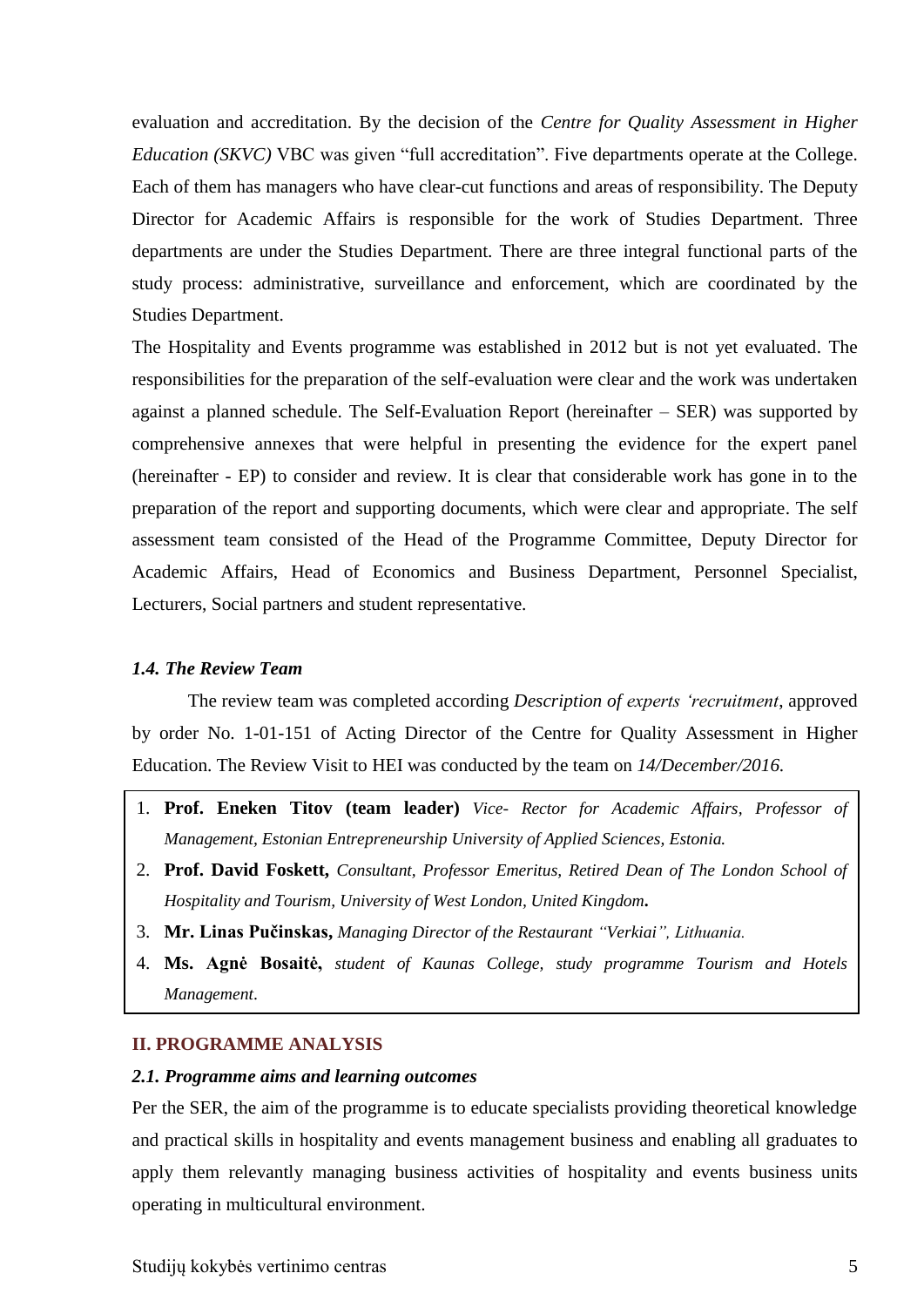evaluation and accreditation. By the decision of the *Centre for Quality Assessment in Higher Education (SKVC)* VBC was given "full accreditation". Five departments operate at the College. Each of them has managers who have clear-cut functions and areas of responsibility. The Deputy Director for Academic Affairs is responsible for the work of Studies Department. Three departments are under the Studies Department. There are three integral functional parts of the study process: administrative, surveillance and enforcement, which are coordinated by the Studies Department.

The Hospitality and Events programme was established in 2012 but is not yet evaluated. The responsibilities for the preparation of the self-evaluation were clear and the work was undertaken against a planned schedule. The Self-Evaluation Report (hereinafter – SER) was supported by comprehensive annexes that were helpful in presenting the evidence for the expert panel (hereinafter - EP) to consider and review. It is clear that considerable work has gone in to the preparation of the report and supporting documents, which were clear and appropriate. The self assessment team consisted of the Head of the Programme Committee, Deputy Director for Academic Affairs, Head of Economics and Business Department, Personnel Specialist, Lecturers, Social partners and student representative.

### *1.4. The Review Team*

The review team was completed according *Description of experts 'recruitment*, approved by order No. 1-01-151 of Acting Director of the Centre for Quality Assessment in Higher Education. The Review Visit to HEI was conducted by the team on *14/December/2016.*

1. **Prof. Eneken Titov (team leader)** *Vice- Rector for Academic Affairs, Professor of Management, Estonian Entrepreneurship University of Applied Sciences, Estonia.*
2. **Prof. David Foskett,** *Consultant, Professor Emeritus, Retired Dean of The London School of Hospitality and Tourism, University of West London, United Kingdom***.**
3. **Mr. Linas Pučinskas,** *Managing Director of the Restaurant "Verkiai", Lithuania.*
4. **Ms. Agnė Bosaitė,** *student of Kaunas College, study programme Tourism and Hotels Management.*

## II. PROGRAMME ANALYSIS

### *2.1. Programme aims and learning outcomes*

Per the SER, the aim of the programme is to educate specialists providing theoretical knowledge and practical skills in hospitality and events management business and enabling all graduates to apply them relevantly managing business activities of hospitality and events business units operating in multicultural environment.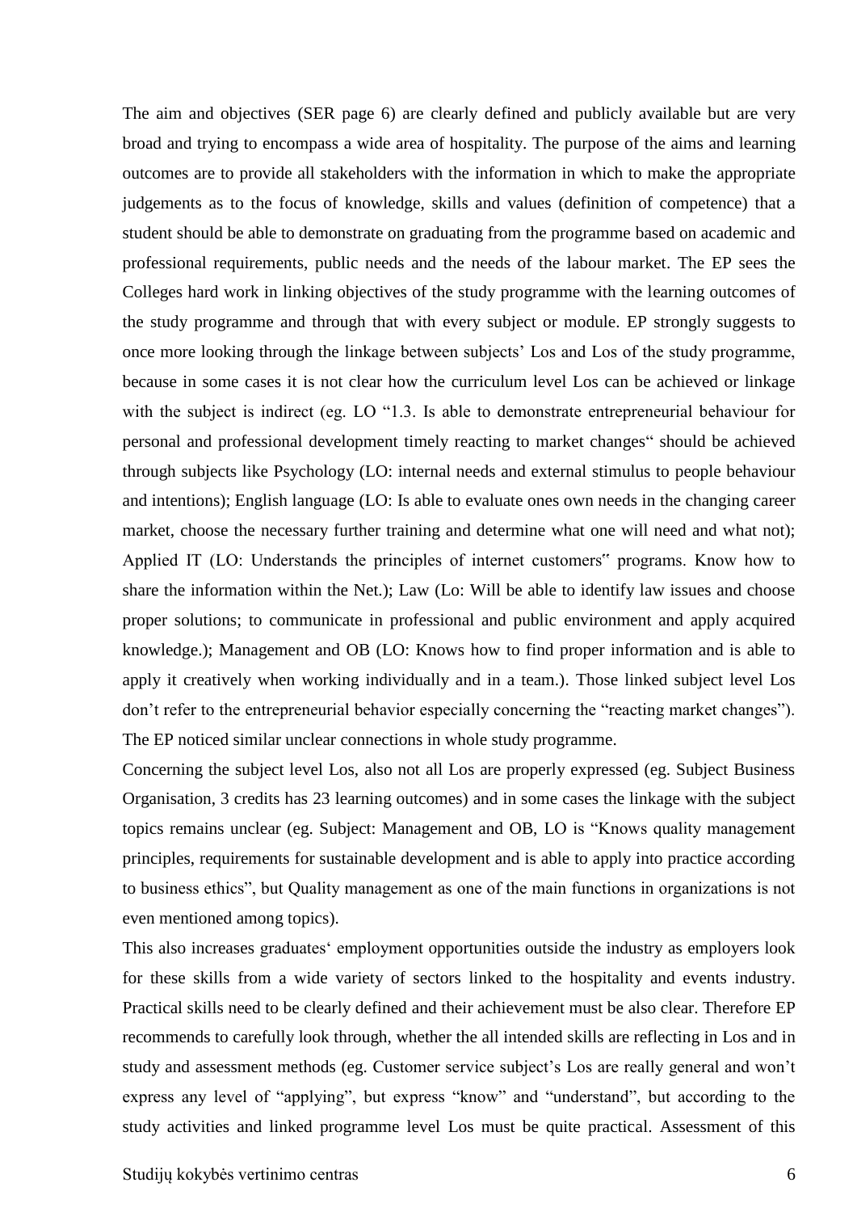The aim and objectives (SER page 6) are clearly defined and publicly available but are very broad and trying to encompass a wide area of hospitality. The purpose of the aims and learning outcomes are to provide all stakeholders with the information in which to make the appropriate judgements as to the focus of knowledge, skills and values (definition of competence) that a student should be able to demonstrate on graduating from the programme based on academic and professional requirements, public needs and the needs of the labour market. The EP sees the Colleges hard work in linking objectives of the study programme with the learning outcomes of the study programme and through that with every subject or module. EP strongly suggests to once more looking through the linkage between subjects' Los and Los of the study programme, because in some cases it is not clear how the curriculum level Los can be achieved or linkage with the subject is indirect (eg. LO "1.3. Is able to demonstrate entrepreneurial behaviour for personal and professional development timely reacting to market changes" should be achieved through subjects like Psychology (LO: internal needs and external stimulus to people behaviour and intentions); English language (LO: Is able to evaluate ones own needs in the changing career market, choose the necessary further training and determine what one will need and what not); Applied IT (LO: Understands the principles of internet customers" programs. Know how to share the information within the Net.); Law (Lo: Will be able to identify law issues and choose proper solutions; to communicate in professional and public environment and apply acquired knowledge.); Management and OB (LO: Knows how to find proper information and is able to apply it creatively when working individually and in a team.). Those linked subject level Los don't refer to the entrepreneurial behavior especially concerning the "reacting market changes"). The EP noticed similar unclear connections in whole study programme.

Concerning the subject level Los, also not all Los are properly expressed (eg. Subject Business Organisation, 3 credits has 23 learning outcomes) and in some cases the linkage with the subject topics remains unclear (eg. Subject: Management and OB, LO is "Knows quality management principles, requirements for sustainable development and is able to apply into practice according to business ethics", but Quality management as one of the main functions in organizations is not even mentioned among topics).

This also increases graduates' employment opportunities outside the industry as employers look for these skills from a wide variety of sectors linked to the hospitality and events industry. Practical skills need to be clearly defined and their achievement must be also clear. Therefore EP recommends to carefully look through, whether the all intended skills are reflecting in Los and in study and assessment methods (eg. Customer service subject's Los are really general and won't express any level of "applying", but express "know" and "understand", but according to the study activities and linked programme level Los must be quite practical. Assessment of this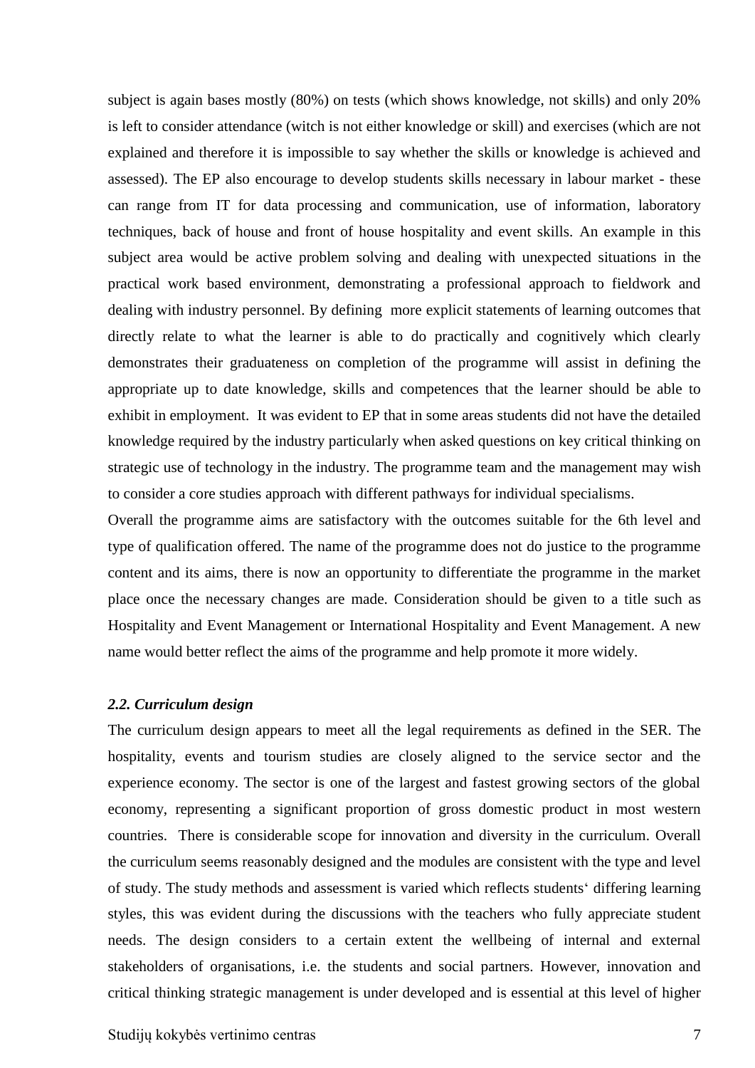subject is again bases mostly (80%) on tests (which shows knowledge, not skills) and only 20% is left to consider attendance (witch is not either knowledge or skill) and exercises (which are not explained and therefore it is impossible to say whether the skills or knowledge is achieved and assessed). The EP also encourage to develop students skills necessary in labour market - these can range from IT for data processing and communication, use of information, laboratory techniques, back of house and front of house hospitality and event skills. An example in this subject area would be active problem solving and dealing with unexpected situations in the practical work based environment, demonstrating a professional approach to fieldwork and dealing with industry personnel. By defining more explicit statements of learning outcomes that directly relate to what the learner is able to do practically and cognitively which clearly demonstrates their graduateness on completion of the programme will assist in defining the appropriate up to date knowledge, skills and competences that the learner should be able to exhibit in employment. It was evident to EP that in some areas students did not have the detailed knowledge required by the industry particularly when asked questions on key critical thinking on strategic use of technology in the industry. The programme team and the management may wish to consider a core studies approach with different pathways for individual specialisms.

Overall the programme aims are satisfactory with the outcomes suitable for the 6th level and type of qualification offered. The name of the programme does not do justice to the programme content and its aims, there is now an opportunity to differentiate the programme in the market place once the necessary changes are made. Consideration should be given to a title such as Hospitality and Event Management or International Hospitality and Event Management. A new name would better reflect the aims of the programme and help promote it more widely.

### *2.2. Curriculum design*

The curriculum design appears to meet all the legal requirements as defined in the SER. The hospitality, events and tourism studies are closely aligned to the service sector and the experience economy. The sector is one of the largest and fastest growing sectors of the global economy, representing a significant proportion of gross domestic product in most western countries. There is considerable scope for innovation and diversity in the curriculum. Overall the curriculum seems reasonably designed and the modules are consistent with the type and level of study. The study methods and assessment is varied which reflects students‘ differing learning styles, this was evident during the discussions with the teachers who fully appreciate student needs. The design considers to a certain extent the wellbeing of internal and external stakeholders of organisations, i.e. the students and social partners. However, innovation and critical thinking strategic management is under developed and is essential at this level of higher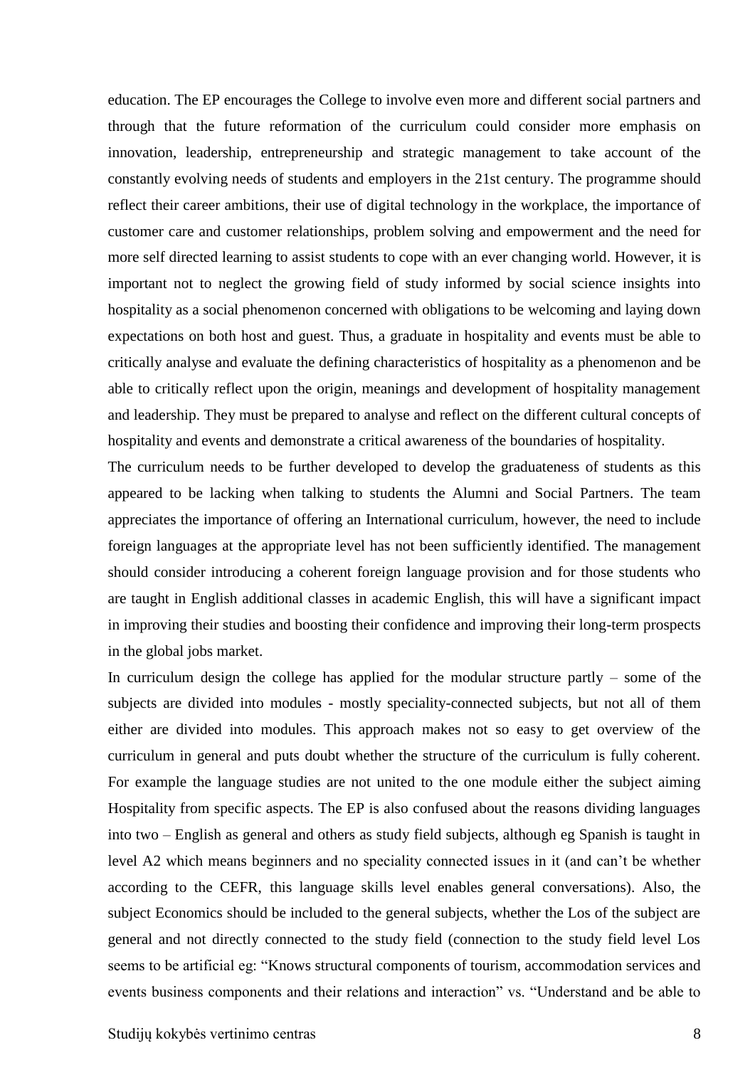education. The EP encourages the College to involve even more and different social partners and through that the future reformation of the curriculum could consider more emphasis on innovation, leadership, entrepreneurship and strategic management to take account of the constantly evolving needs of students and employers in the 21st century. The programme should reflect their career ambitions, their use of digital technology in the workplace, the importance of customer care and customer relationships, problem solving and empowerment and the need for more self directed learning to assist students to cope with an ever changing world. However, it is important not to neglect the growing field of study informed by social science insights into hospitality as a social phenomenon concerned with obligations to be welcoming and laying down expectations on both host and guest. Thus, a graduate in hospitality and events must be able to critically analyse and evaluate the defining characteristics of hospitality as a phenomenon and be able to critically reflect upon the origin, meanings and development of hospitality management and leadership. They must be prepared to analyse and reflect on the different cultural concepts of hospitality and events and demonstrate a critical awareness of the boundaries of hospitality.

The curriculum needs to be further developed to develop the graduateness of students as this appeared to be lacking when talking to students the Alumni and Social Partners. The team appreciates the importance of offering an International curriculum, however, the need to include foreign languages at the appropriate level has not been sufficiently identified. The management should consider introducing a coherent foreign language provision and for those students who are taught in English additional classes in academic English, this will have a significant impact in improving their studies and boosting their confidence and improving their long-term prospects in the global jobs market.

In curriculum design the college has applied for the modular structure partly – some of the subjects are divided into modules - mostly speciality-connected subjects, but not all of them either are divided into modules. This approach makes not so easy to get overview of the curriculum in general and puts doubt whether the structure of the curriculum is fully coherent. For example the language studies are not united to the one module either the subject aiming Hospitality from specific aspects. The EP is also confused about the reasons dividing languages into two – English as general and others as study field subjects, although eg Spanish is taught in level A2 which means beginners and no speciality connected issues in it (and can't be whether according to the CEFR, this language skills level enables general conversations). Also, the subject Economics should be included to the general subjects, whether the Los of the subject are general and not directly connected to the study field (connection to the study field level Los seems to be artificial eg: "Knows structural components of tourism, accommodation services and events business components and their relations and interaction" vs. "Understand and be able to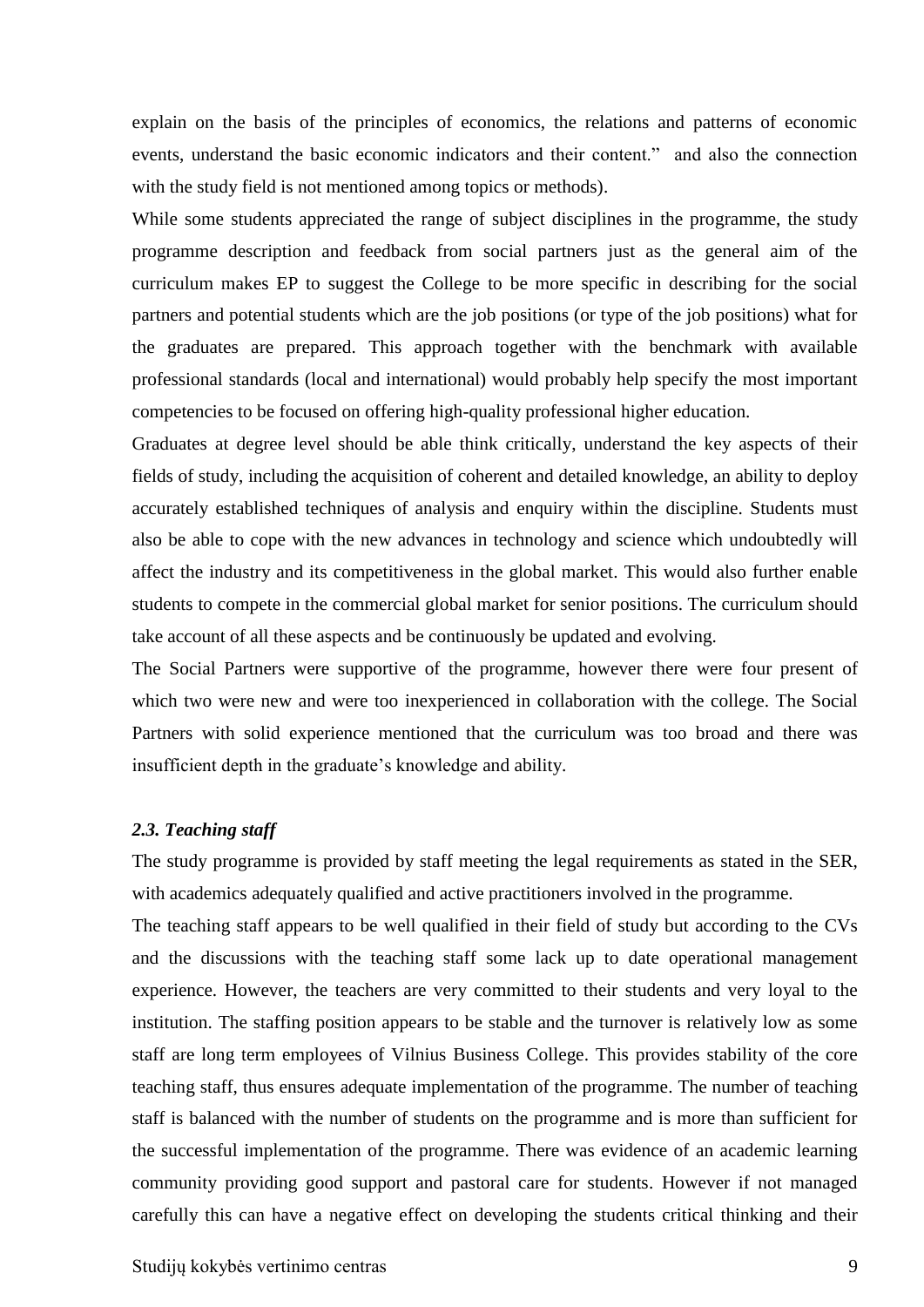explain on the basis of the principles of economics, the relations and patterns of economic events, understand the basic economic indicators and their content." and also the connection with the study field is not mentioned among topics or methods).

While some students appreciated the range of subject disciplines in the programme, the study programme description and feedback from social partners just as the general aim of the curriculum makes EP to suggest the College to be more specific in describing for the social partners and potential students which are the job positions (or type of the job positions) what for the graduates are prepared. This approach together with the benchmark with available professional standards (local and international) would probably help specify the most important competencies to be focused on offering high-quality professional higher education.

Graduates at degree level should be able think critically, understand the key aspects of their fields of study, including the acquisition of coherent and detailed knowledge, an ability to deploy accurately established techniques of analysis and enquiry within the discipline. Students must also be able to cope with the new advances in technology and science which undoubtedly will affect the industry and its competitiveness in the global market. This would also further enable students to compete in the commercial global market for senior positions. The curriculum should take account of all these aspects and be continuously be updated and evolving.

The Social Partners were supportive of the programme, however there were four present of which two were new and were too inexperienced in collaboration with the college. The Social Partners with solid experience mentioned that the curriculum was too broad and there was insufficient depth in the graduate's knowledge and ability.

### *2.3. Teaching staff*

The study programme is provided by staff meeting the legal requirements as stated in the SER, with academics adequately qualified and active practitioners involved in the programme.

The teaching staff appears to be well qualified in their field of study but according to the CVs and the discussions with the teaching staff some lack up to date operational management experience. However, the teachers are very committed to their students and very loyal to the institution. The staffing position appears to be stable and the turnover is relatively low as some staff are long term employees of Vilnius Business College. This provides stability of the core teaching staff, thus ensures adequate implementation of the programme. The number of teaching staff is balanced with the number of students on the programme and is more than sufficient for the successful implementation of the programme. There was evidence of an academic learning community providing good support and pastoral care for students. However if not managed carefully this can have a negative effect on developing the students critical thinking and their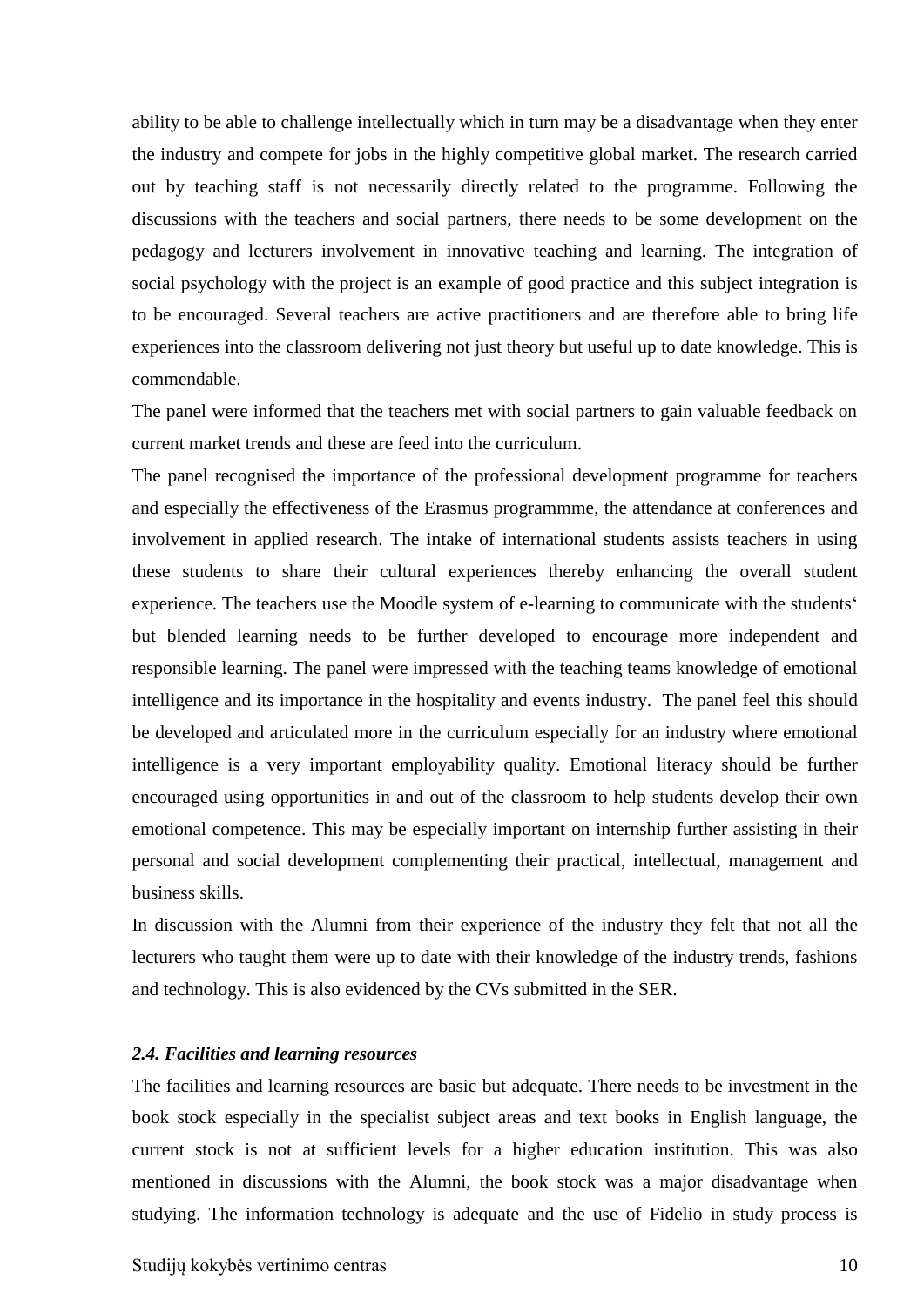ability to be able to challenge intellectually which in turn may be a disadvantage when they enter the industry and compete for jobs in the highly competitive global market. The research carried out by teaching staff is not necessarily directly related to the programme. Following the discussions with the teachers and social partners, there needs to be some development on the pedagogy and lecturers involvement in innovative teaching and learning. The integration of social psychology with the project is an example of good practice and this subject integration is to be encouraged. Several teachers are active practitioners and are therefore able to bring life experiences into the classroom delivering not just theory but useful up to date knowledge. This is commendable.

The panel were informed that the teachers met with social partners to gain valuable feedback on current market trends and these are feed into the curriculum.

The panel recognised the importance of the professional development programme for teachers and especially the effectiveness of the Erasmus programmme, the attendance at conferences and involvement in applied research. The intake of international students assists teachers in using these students to share their cultural experiences thereby enhancing the overall student experience. The teachers use the Moodle system of e-learning to communicate with the students' but blended learning needs to be further developed to encourage more independent and responsible learning. The panel were impressed with the teaching teams knowledge of emotional intelligence and its importance in the hospitality and events industry. The panel feel this should be developed and articulated more in the curriculum especially for an industry where emotional intelligence is a very important employability quality. Emotional literacy should be further encouraged using opportunities in and out of the classroom to help students develop their own emotional competence. This may be especially important on internship further assisting in their personal and social development complementing their practical, intellectual, management and business skills.

In discussion with the Alumni from their experience of the industry they felt that not all the lecturers who taught them were up to date with their knowledge of the industry trends, fashions and technology. This is also evidenced by the CVs submitted in the SER.

### *2.4. Facilities and learning resources*

The facilities and learning resources are basic but adequate. There needs to be investment in the book stock especially in the specialist subject areas and text books in English language, the current stock is not at sufficient levels for a higher education institution. This was also mentioned in discussions with the Alumni, the book stock was a major disadvantage when studying. The information technology is adequate and the use of Fidelio in study process is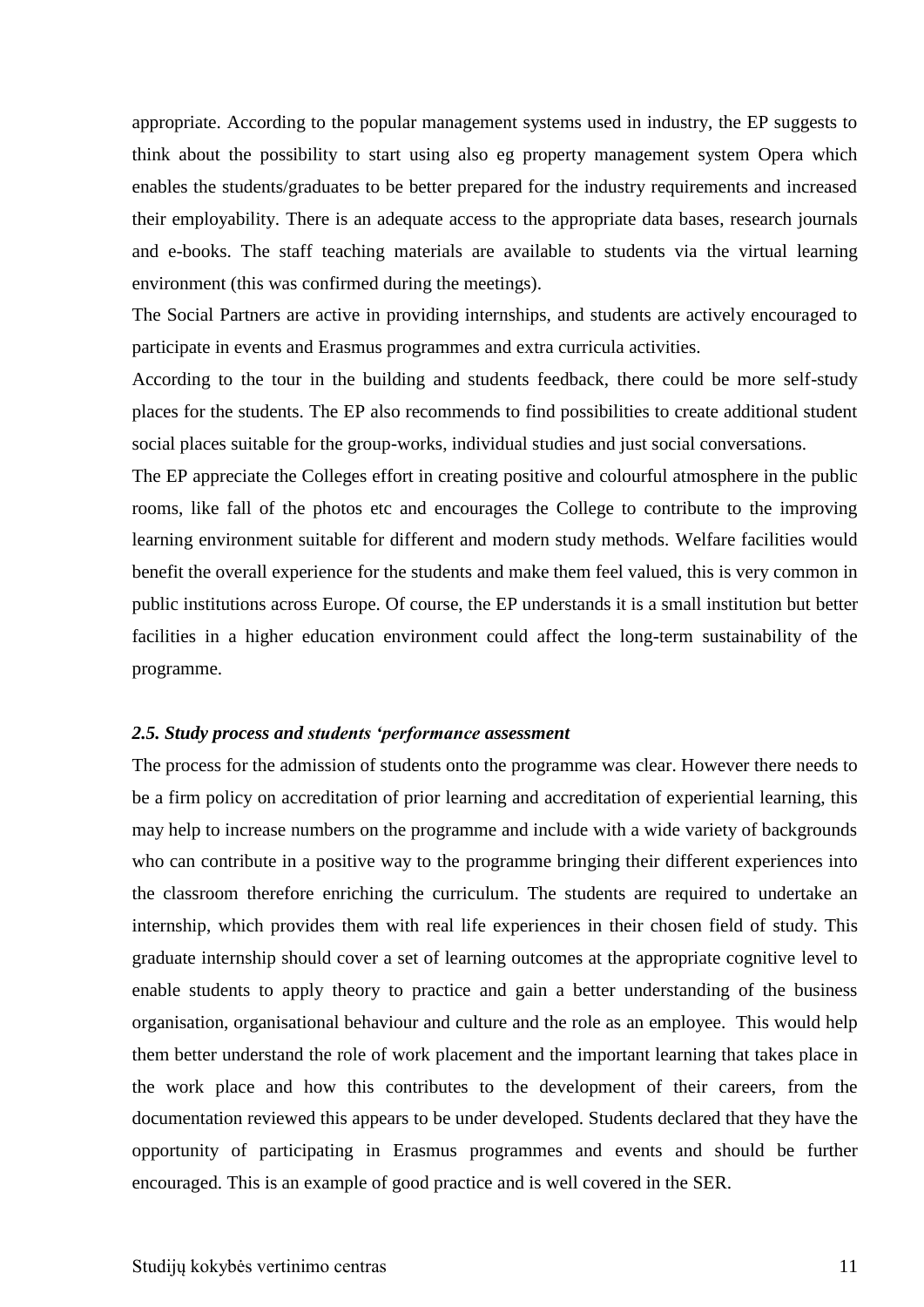appropriate. According to the popular management systems used in industry, the EP suggests to think about the possibility to start using also eg property management system Opera which enables the students/graduates to be better prepared for the industry requirements and increased their employability. There is an adequate access to the appropriate data bases, research journals and e-books. The staff teaching materials are available to students via the virtual learning environment (this was confirmed during the meetings).

The Social Partners are active in providing internships, and students are actively encouraged to participate in events and Erasmus programmes and extra curricula activities.

According to the tour in the building and students feedback, there could be more self-study places for the students. The EP also recommends to find possibilities to create additional student social places suitable for the group-works, individual studies and just social conversations.

The EP appreciate the Colleges effort in creating positive and colourful atmosphere in the public rooms, like fall of the photos etc and encourages the College to contribute to the improving learning environment suitable for different and modern study methods. Welfare facilities would benefit the overall experience for the students and make them feel valued, this is very common in public institutions across Europe. Of course, the EP understands it is a small institution but better facilities in a higher education environment could affect the long-term sustainability of the programme.

### *2.5. Study process and students 'performance assessment*

The process for the admission of students onto the programme was clear. However there needs to be a firm policy on accreditation of prior learning and accreditation of experiential learning, this may help to increase numbers on the programme and include with a wide variety of backgrounds who can contribute in a positive way to the programme bringing their different experiences into the classroom therefore enriching the curriculum. The students are required to undertake an internship, which provides them with real life experiences in their chosen field of study. This graduate internship should cover a set of learning outcomes at the appropriate cognitive level to enable students to apply theory to practice and gain a better understanding of the business organisation, organisational behaviour and culture and the role as an employee. This would help them better understand the role of work placement and the important learning that takes place in the work place and how this contributes to the development of their careers, from the documentation reviewed this appears to be under developed. Students declared that they have the opportunity of participating in Erasmus programmes and events and should be further encouraged. This is an example of good practice and is well covered in the SER.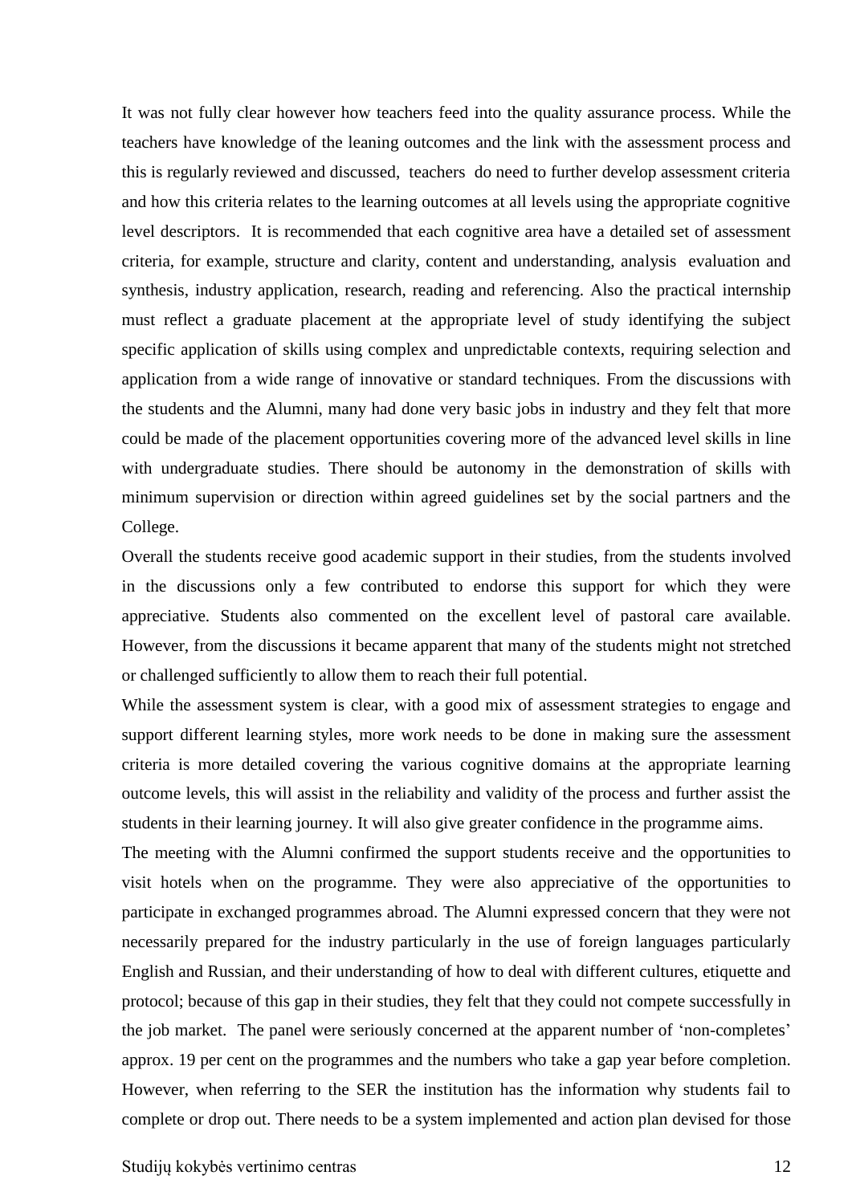It was not fully clear however how teachers feed into the quality assurance process. While the teachers have knowledge of the leaning outcomes and the link with the assessment process and this is regularly reviewed and discussed, teachers do need to further develop assessment criteria and how this criteria relates to the learning outcomes at all levels using the appropriate cognitive level descriptors. It is recommended that each cognitive area have a detailed set of assessment criteria, for example, structure and clarity, content and understanding, analysis evaluation and synthesis, industry application, research, reading and referencing. Also the practical internship must reflect a graduate placement at the appropriate level of study identifying the subject specific application of skills using complex and unpredictable contexts, requiring selection and application from a wide range of innovative or standard techniques. From the discussions with the students and the Alumni, many had done very basic jobs in industry and they felt that more could be made of the placement opportunities covering more of the advanced level skills in line with undergraduate studies. There should be autonomy in the demonstration of skills with minimum supervision or direction within agreed guidelines set by the social partners and the College.

Overall the students receive good academic support in their studies, from the students involved in the discussions only a few contributed to endorse this support for which they were appreciative. Students also commented on the excellent level of pastoral care available. However, from the discussions it became apparent that many of the students might not stretched or challenged sufficiently to allow them to reach their full potential.

While the assessment system is clear, with a good mix of assessment strategies to engage and support different learning styles, more work needs to be done in making sure the assessment criteria is more detailed covering the various cognitive domains at the appropriate learning outcome levels, this will assist in the reliability and validity of the process and further assist the students in their learning journey. It will also give greater confidence in the programme aims.

The meeting with the Alumni confirmed the support students receive and the opportunities to visit hotels when on the programme. They were also appreciative of the opportunities to participate in exchanged programmes abroad. The Alumni expressed concern that they were not necessarily prepared for the industry particularly in the use of foreign languages particularly English and Russian, and their understanding of how to deal with different cultures, etiquette and protocol; because of this gap in their studies, they felt that they could not compete successfully in the job market. The panel were seriously concerned at the apparent number of 'non-completes' approx. 19 per cent on the programmes and the numbers who take a gap year before completion. However, when referring to the SER the institution has the information why students fail to complete or drop out. There needs to be a system implemented and action plan devised for those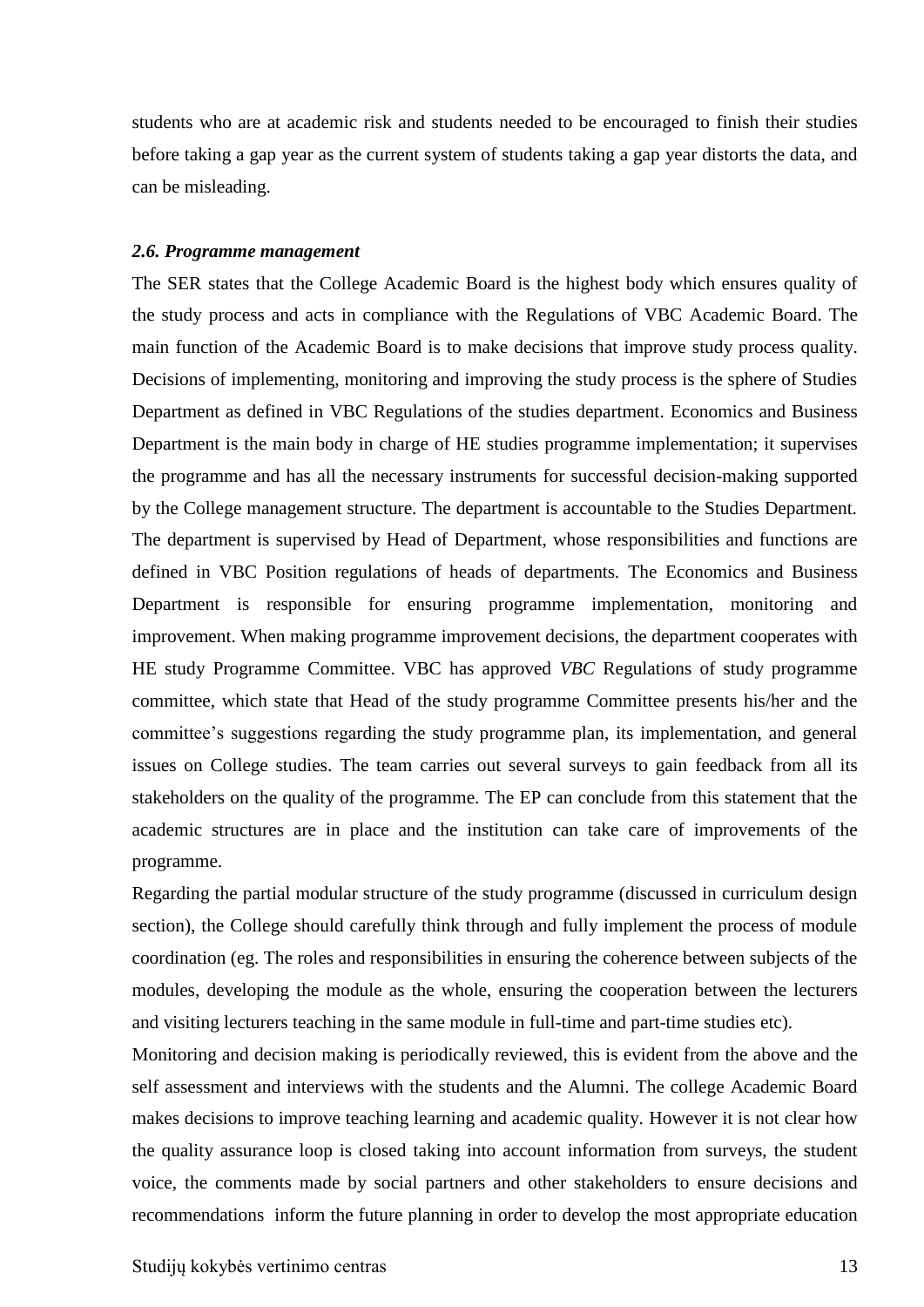students who are at academic risk and students needed to be encouraged to finish their studies before taking a gap year as the current system of students taking a gap year distorts the data, and can be misleading.

### *2.6. Programme management*

The SER states that the College Academic Board is the highest body which ensures quality of the study process and acts in compliance with the Regulations of VBC Academic Board. The main function of the Academic Board is to make decisions that improve study process quality. Decisions of implementing, monitoring and improving the study process is the sphere of Studies Department as defined in VBC Regulations of the studies department. Economics and Business Department is the main body in charge of HE studies programme implementation; it supervises the programme and has all the necessary instruments for successful decision-making supported by the College management structure. The department is accountable to the Studies Department. The department is supervised by Head of Department, whose responsibilities and functions are defined in VBC Position regulations of heads of departments. The Economics and Business Department is responsible for ensuring programme implementation, monitoring and improvement. When making programme improvement decisions, the department cooperates with HE study Programme Committee. VBC has approved *VBC* Regulations of study programme committee, which state that Head of the study programme Committee presents his/her and the committee's suggestions regarding the study programme plan, its implementation, and general issues on College studies. The team carries out several surveys to gain feedback from all its stakeholders on the quality of the programme. The EP can conclude from this statement that the academic structures are in place and the institution can take care of improvements of the programme.

Regarding the partial modular structure of the study programme (discussed in curriculum design section), the College should carefully think through and fully implement the process of module coordination (eg. The roles and responsibilities in ensuring the coherence between subjects of the modules, developing the module as the whole, ensuring the cooperation between the lecturers and visiting lecturers teaching in the same module in full-time and part-time studies etc).

Monitoring and decision making is periodically reviewed, this is evident from the above and the self assessment and interviews with the students and the Alumni. The college Academic Board makes decisions to improve teaching learning and academic quality. However it is not clear how the quality assurance loop is closed taking into account information from surveys, the student voice, the comments made by social partners and other stakeholders to ensure decisions and recommendations inform the future planning in order to develop the most appropriate education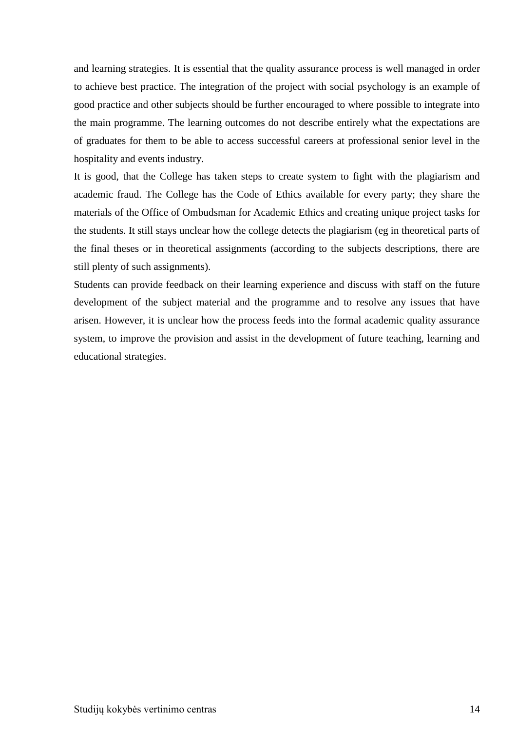and learning strategies. It is essential that the quality assurance process is well managed in order to achieve best practice. The integration of the project with social psychology is an example of good practice and other subjects should be further encouraged to where possible to integrate into the main programme. The learning outcomes do not describe entirely what the expectations are of graduates for them to be able to access successful careers at professional senior level in the hospitality and events industry.

It is good, that the College has taken steps to create system to fight with the plagiarism and academic fraud. The College has the Code of Ethics available for every party; they share the materials of the Office of Ombudsman for Academic Ethics and creating unique project tasks for the students. It still stays unclear how the college detects the plagiarism (eg in theoretical parts of the final theses or in theoretical assignments (according to the subjects descriptions, there are still plenty of such assignments).

Students can provide feedback on their learning experience and discuss with staff on the future development of the subject material and the programme and to resolve any issues that have arisen. However, it is unclear how the process feeds into the formal academic quality assurance system, to improve the provision and assist in the development of future teaching, learning and educational strategies.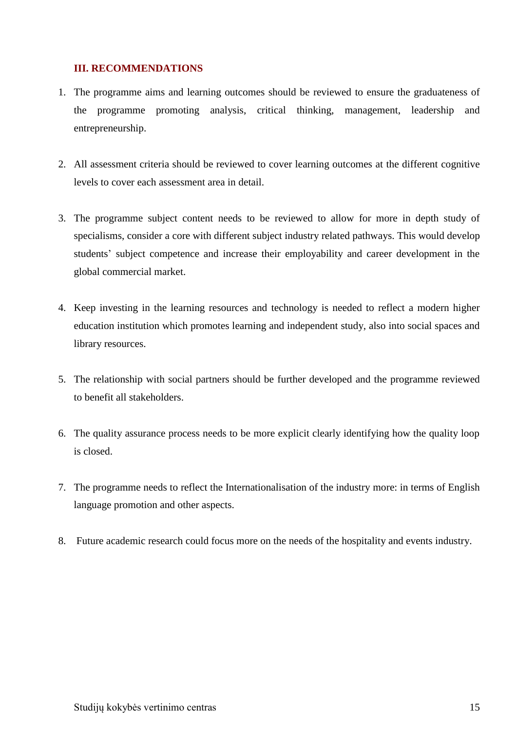## III. RECOMMENDATIONS

1. The programme aims and learning outcomes should be reviewed to ensure the graduateness of the programme promoting analysis, critical thinking, management, leadership and entrepreneurship.

2. All assessment criteria should be reviewed to cover learning outcomes at the different cognitive levels to cover each assessment area in detail.

3. The programme subject content needs to be reviewed to allow for more in depth study of specialisms, consider a core with different subject industry related pathways. This would develop students' subject competence and increase their employability and career development in the global commercial market.

4. Keep investing in the learning resources and technology is needed to reflect a modern higher education institution which promotes learning and independent study, also into social spaces and library resources.

5. The relationship with social partners should be further developed and the programme reviewed to benefit all stakeholders.

6. The quality assurance process needs to be more explicit clearly identifying how the quality loop is closed.

7. The programme needs to reflect the Internationalisation of the industry more: in terms of English language promotion and other aspects.

8. Future academic research could focus more on the needs of the hospitality and events industry.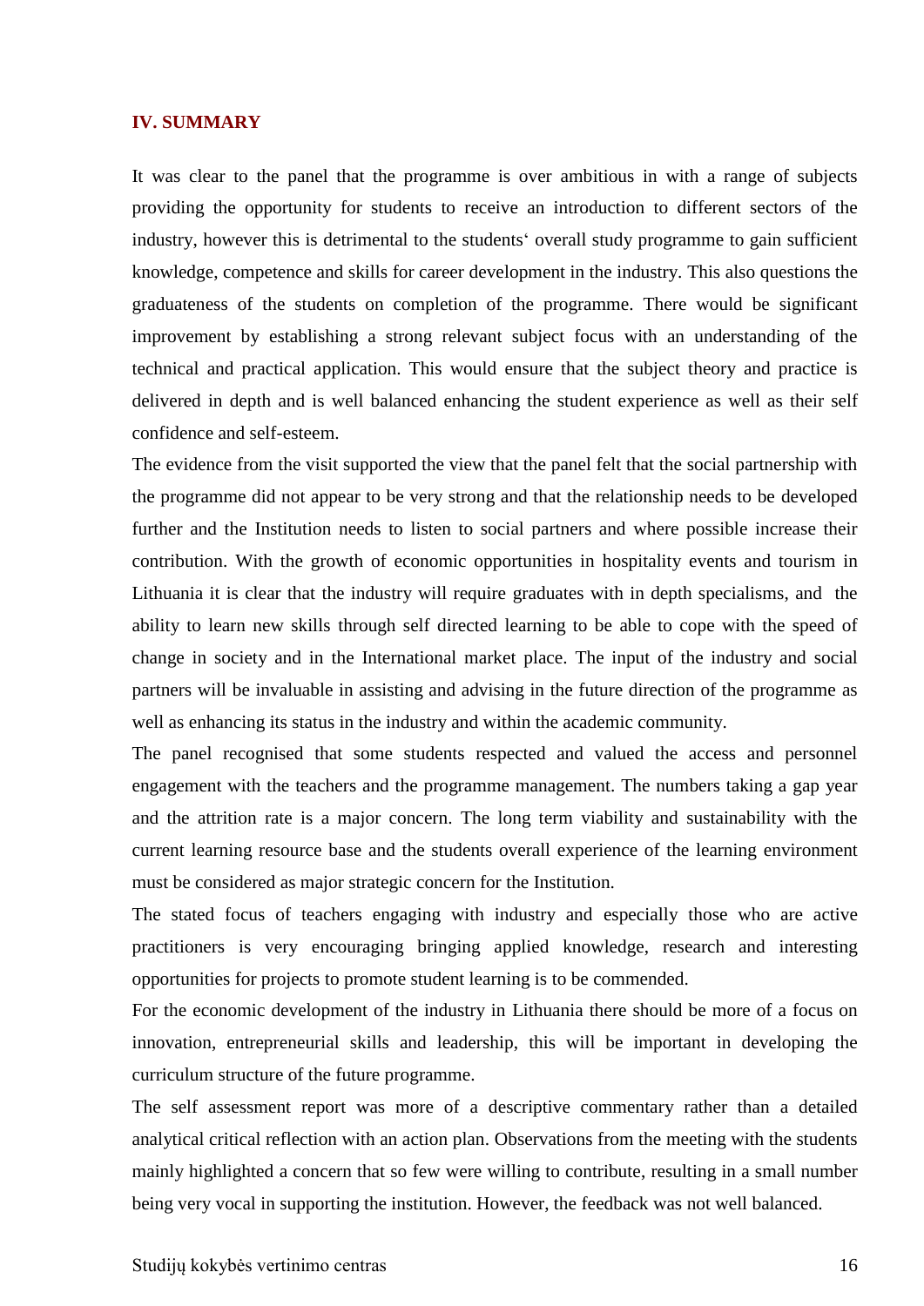## IV. SUMMARY

It was clear to the panel that the programme is over ambitious in with a range of subjects providing the opportunity for students to receive an introduction to different sectors of the industry, however this is detrimental to the students' overall study programme to gain sufficient knowledge, competence and skills for career development in the industry. This also questions the graduateness of the students on completion of the programme. There would be significant improvement by establishing a strong relevant subject focus with an understanding of the technical and practical application. This would ensure that the subject theory and practice is delivered in depth and is well balanced enhancing the student experience as well as their self confidence and self-esteem.

The evidence from the visit supported the view that the panel felt that the social partnership with the programme did not appear to be very strong and that the relationship needs to be developed further and the Institution needs to listen to social partners and where possible increase their contribution. With the growth of economic opportunities in hospitality events and tourism in Lithuania it is clear that the industry will require graduates with in depth specialisms, and the ability to learn new skills through self directed learning to be able to cope with the speed of change in society and in the International market place. The input of the industry and social partners will be invaluable in assisting and advising in the future direction of the programme as well as enhancing its status in the industry and within the academic community.

The panel recognised that some students respected and valued the access and personnel engagement with the teachers and the programme management. The numbers taking a gap year and the attrition rate is a major concern. The long term viability and sustainability with the current learning resource base and the students overall experience of the learning environment must be considered as major strategic concern for the Institution.

The stated focus of teachers engaging with industry and especially those who are active practitioners is very encouraging bringing applied knowledge, research and interesting opportunities for projects to promote student learning is to be commended.

For the economic development of the industry in Lithuania there should be more of a focus on innovation, entrepreneurial skills and leadership, this will be important in developing the curriculum structure of the future programme.

The self assessment report was more of a descriptive commentary rather than a detailed analytical critical reflection with an action plan. Observations from the meeting with the students mainly highlighted a concern that so few were willing to contribute, resulting in a small number being very vocal in supporting the institution. However, the feedback was not well balanced.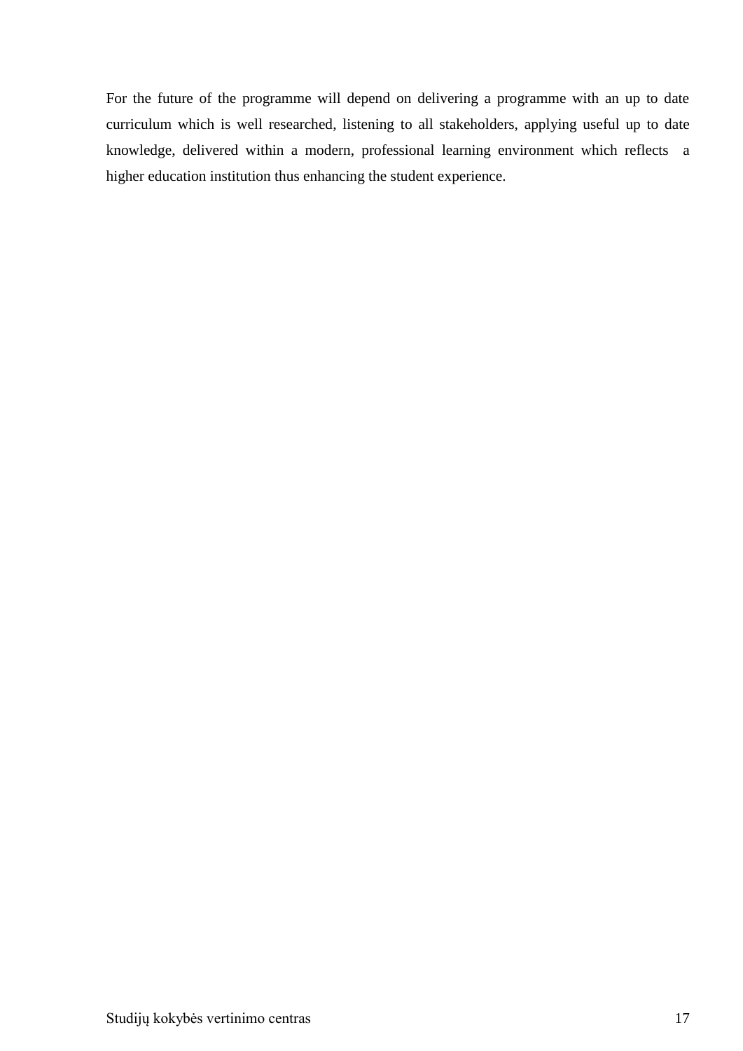For the future of the programme will depend on delivering a programme with an up to date curriculum which is well researched, listening to all stakeholders, applying useful up to date knowledge, delivered within a modern, professional learning environment which reflects a higher education institution thus enhancing the student experience.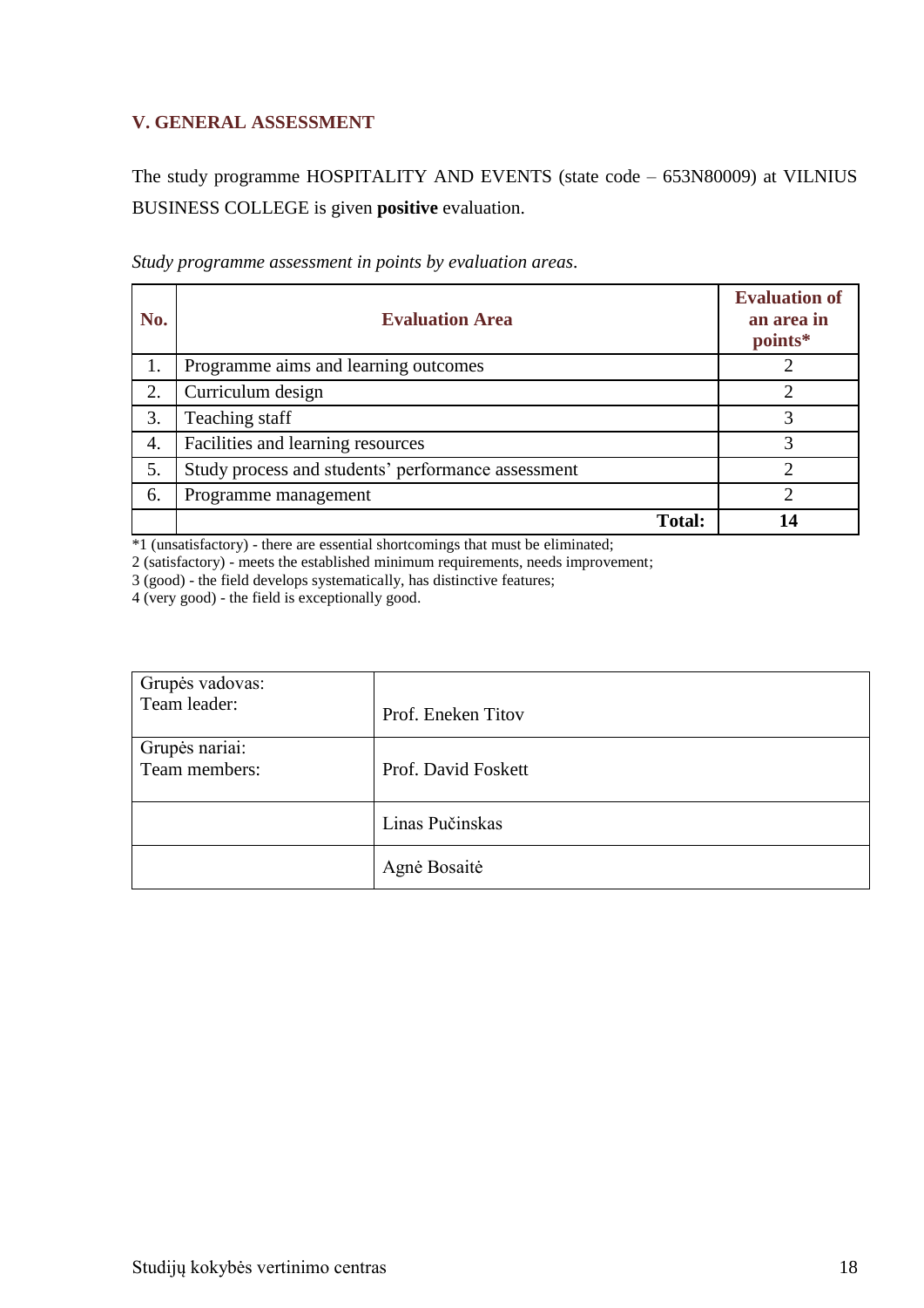## V. GENERAL ASSESSMENT

The study programme HOSPITALITY AND EVENTS (state code – 653N80009) at VILNIUS BUSINESS COLLEGE is given **positive** evaluation.

*Study programme assessment in points by evaluation areas.*

| No. | Evaluation Area | Evaluation of an area in points* |
|---|---|---|
| 1. | Programme aims and learning outcomes | 2 |
| 2. | Curriculum design | 2 |
| 3. | Teaching staff | 3 |
| 4. | Facilities and learning resources | 3 |
| 5. | Study process and students' performance assessment | 2 |
| 6. | Programme management | 2 |
| | **Total:** | **14** |

*1 (unsatisfactory) - there are essential shortcomings that must be eliminated;
2 (satisfactory) - meets the established minimum requirements, needs improvement;
3 (good) - the field develops systematically, has distinctive features;
4 (very good) - the field is exceptionally good.

| | |
|---|---|
| Grupės vadovas:<br>Team leader: | Prof. Eneken Titov |
| Grupės nariai:<br>Team members: | Prof. David Foskett |
| | Linas Pučinskas |
| | Agnė Bosaitė |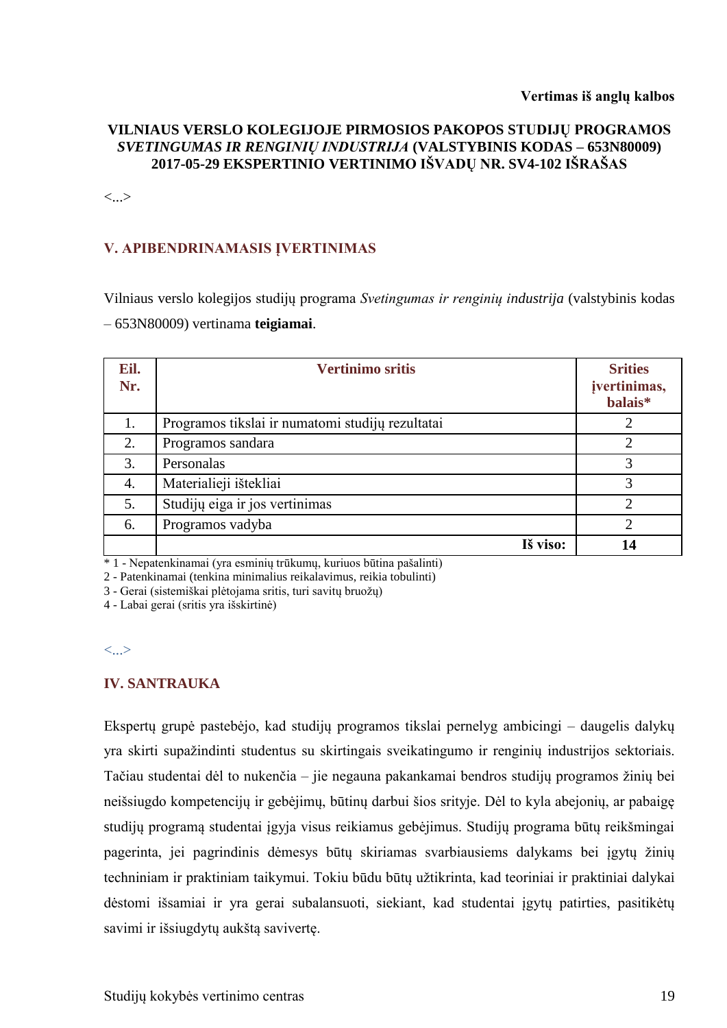**Vertimas iš anglų kalbos**

**VILNIAUS VERSLO KOLEGIJOJE PIRMOSIOS PAKOPOS STUDIJŲ PROGRAMOS *SVETINGUMAS IR RENGINIŲ INDUSTRIJA* (VALSTYBINIS KODAS – 653N80009) 2017-05-29 EKSPERTINIO VERTINIMO IŠVADŲ NR. SV4-102 IŠRAŠAS**

<...>

## V. APIBENDRINAMASIS ĮVERTINIMAS

Vilniaus verslo kolegijos studijų programa *Svetingumas ir renginių industrija* (valstybinis kodas – 653N80009) vertinama **teigiamai**.

| Eil. Nr. | Vertinimo sritis | Srities įvertinimas, balais* |
|---|---|---|
| 1. | Programos tikslai ir numatomi studijų rezultatai | 2 |
| 2. | Programos sandara | 2 |
| 3. | Personalas | 3 |
| 4. | Materialieji ištekliai | 3 |
| 5. | Studijų eiga ir jos vertinimas | 2 |
| 6. | Programos vadyba | 2 |
| | **Iš viso:** | **14** |

\* 1 - Nepatenkinamai (yra esminių trūkumų, kuriuos būtina pašalinti)
2 - Patenkinamai (tenkina minimalius reikalavimus, reikia tobulinti)
3 - Gerai (sistemiškai plėtojama sritis, turi savitų bruožų)
4 - Labai gerai (sritis yra išskirtinė)

<...>

## IV. SANTRAUKA

Ekspertų grupė pastebėjo, kad studijų programos tikslai pernelyg ambicingi – daugelis dalykų yra skirti supažindinti studentus su skirtingais sveikatingumo ir renginių industrijos sektoriais. Tačiau studentai dėl to nukenčia – jie negauna pakankamai bendros studijų programos žinių bei neišsiugdo kompetencijų ir gebėjimų, būtinų darbui šios srityje. Dėl to kyla abejonių, ar pabaigę studijų programą studentai įgyja visus reikiamus gebėjimus. Studijų programa būtų reikšmingai pagerinta, jei pagrindinis dėmesys būtų skiriamas svarbiausiems dalykams bei įgytų žinių techniniam ir praktiniam taikymui. Tokiu būdu būtų užtikrinta, kad teoriniai ir praktiniai dalykai dėstomi išsamiai ir yra gerai subalansuoti, siekiant, kad studentai įgytų patirties, pasitikėtų savimi ir išsiugdytų aukštą savivertę.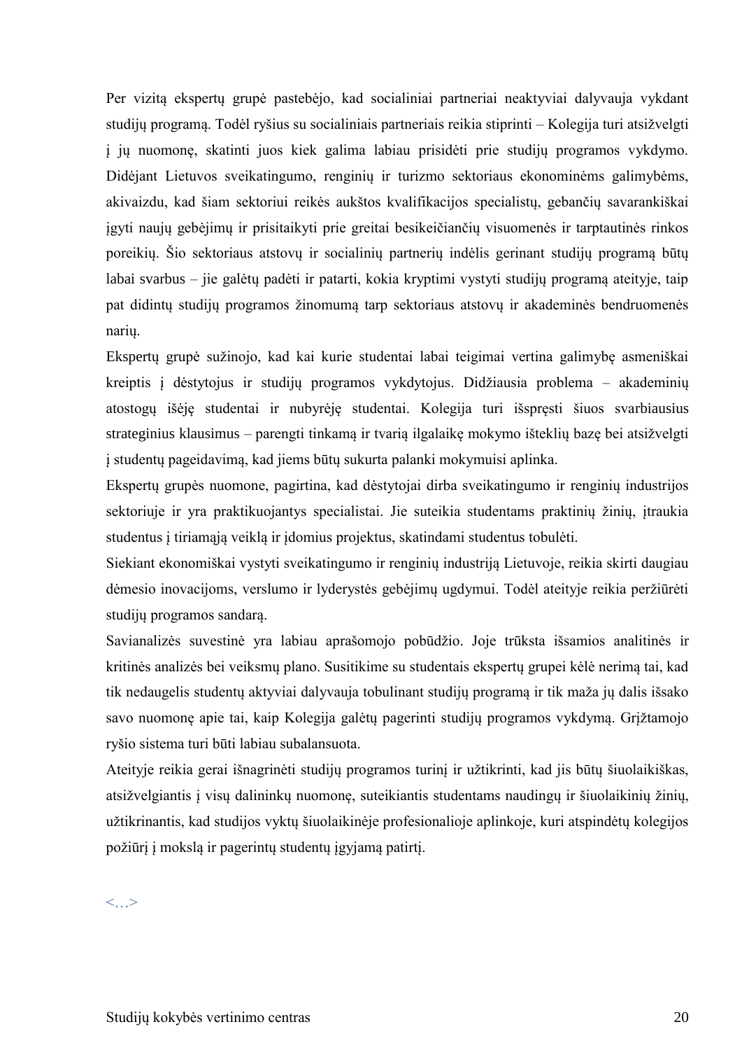Per vizitą ekspertų grupė pastebėjo, kad socialiniai partneriai neaktyviai dalyvauja vykdant studijų programą. Todėl ryšius su socialiniais partneriais reikia stiprinti – Kolegija turi atsižvelgti į jų nuomonę, skatinti juos kiek galima labiau prisidėti prie studijų programos vykdymo. Didėjant Lietuvos sveikatingumo, renginių ir turizmo sektoriaus ekonominėms galimybėms, akivaizdu, kad šiam sektoriui reikės aukštos kvalifikacijos specialistų, gebančių savarankiškai įgyti naujų gebėjimų ir prisitaikyti prie greitai besikeičiančių visuomenės ir tarptautinės rinkos poreikių. Šio sektoriaus atstovų ir socialinių partnerių indėlis gerinant studijų programą būtų labai svarbus – jie galėtų padėti ir patarti, kokia kryptimi vystyti studijų programą ateityje, taip pat didintų studijų programos žinomumą tarp sektoriaus atstovų ir akademinės bendruomenės narių.

Ekspertų grupė sužinojo, kad kai kurie studentai labai teigimai vertina galimybę asmeniškai kreiptis į dėstytojus ir studijų programos vykdytojus. Didžiausia problema – akademinių atostogų išėję studentai ir nubyrėję studentai. Kolegija turi išspręsti šiuos svarbiausius strateginius klausimus – parengti tinkamą ir tvarią ilgalaikę mokymo išteklių bazę bei atsižvelgti į studentų pageidavimą, kad jiems būtų sukurta palanki mokymuisi aplinka.

Ekspertų grupės nuomone, pagirtina, kad dėstytojai dirba sveikatingumo ir renginių industrijos sektoriuje ir yra praktikuojantys specialistai. Jie suteikia studentams praktinių žinių, įtraukia studentus į tiriamąją veiklą ir įdomius projektus, skatindami studentus tobulėti.

Siekiant ekonomiškai vystyti sveikatingumo ir renginių industriją Lietuvoje, reikia skirti daugiau dėmesio inovacijoms, verslumo ir lyderystės gebėjimų ugdymui. Todėl ateityje reikia peržiūrėti studijų programos sandarą.

Savianalizės suvestinė yra labiau aprašomojo pobūdžio. Joje trūksta išsamios analitinės ir kritinės analizės bei veiksmų plano. Susitikime su studentais ekspertų grupei kėlė nerimą tai, kad tik nedaugelis studentų aktyviai dalyvauja tobulinant studijų programą ir tik maža jų dalis išsako savo nuomonę apie tai, kaip Kolegija galėtų pagerinti studijų programos vykdymą. Grįžtamojo ryšio sistema turi būti labiau subalansuota.

Ateityje reikia gerai išnagrinėti studijų programos turinį ir užtikrinti, kad jis būtų šiuolaikiškas, atsižvelgiantis į visų dalininkų nuomonę, suteikiantis studentams naudingų ir šiuolaikinių žinių, užtikrinantis, kad studijos vyktų šiuolaikinėje profesionalioje aplinkoje, kuri atspindėtų kolegijos požiūrį į mokslą ir pagerintų studentų įgyjamą patirtį.

<…>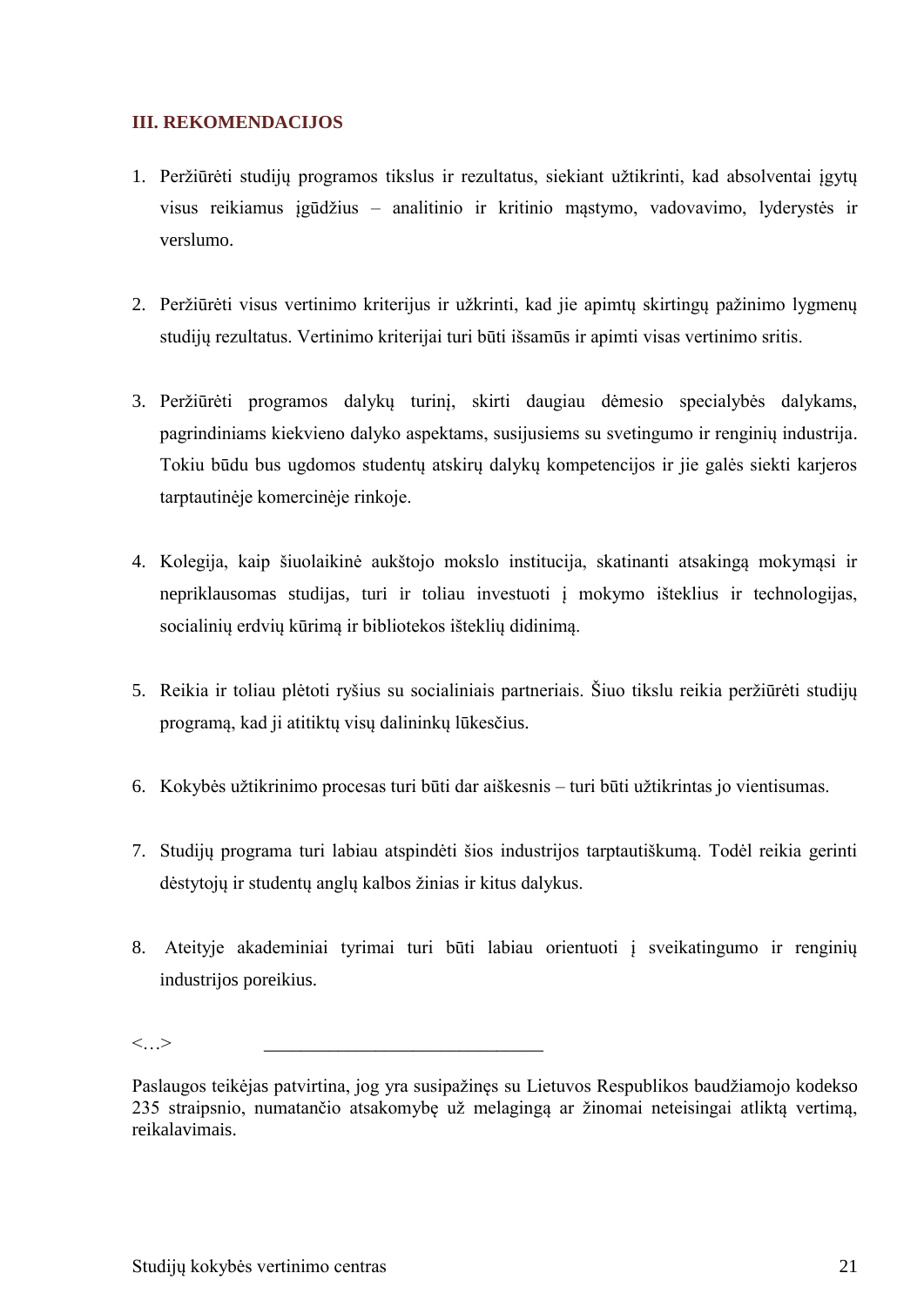## III. REKOMENDACIJOS

1. Peržiūrėti studijų programos tikslus ir rezultatus, siekiant užtikrinti, kad absolventai įgytų visus reikiamus įgūdžius – analitinio ir kritinio mąstymo, vadovavimo, lyderystės ir verslumo.

2. Peržiūrėti visus vertinimo kriterijus ir užkrinti, kad jie apimtų skirtingų pažinimo lygmenų studijų rezultatus. Vertinimo kriterijai turi būti išsamūs ir apimti visas vertinimo sritis.

3. Peržiūrėti programos dalykų turinį, skirti daugiau dėmesio specialybės dalykams, pagrindiniams kiekvieno dalyko aspektams, susijusiems su svetingumo ir renginių industrija. Tokiu būdu bus ugdomos studentų atskirų dalykų kompetencijos ir jie galės siekti karjeros tarptautinėje komercinėje rinkoje.

4. Kolegija, kaip šiuolaikinė aukštojo mokslo institucija, skatinanti atsakingą mokymąsi ir nepriklausomas studijas, turi ir toliau investuoti į mokymo išteklius ir technologijas, socialinių erdvių kūrimą ir bibliotekos išteklių didinimą.

5. Reikia ir toliau plėtoti ryšius su socialiniais partneriais. Šiuo tikslu reikia peržiūrėti studijų programą, kad ji atitiktų visų dalininkų lūkesčius.

6. Kokybės užtikrinimo procesas turi būti dar aiškesnis – turi būti užtikrintas jo vientisumas.

7. Studijų programa turi labiau atspindėti šios industrijos tarptautiškumą. Todėl reikia gerinti dėstytojų ir studentų anglų kalbos žinias ir kitus dalykus.

8. Ateityje akademiniai tyrimai turi būti labiau orientuoti į sveikatingumo ir renginių industrijos poreikius.

<…> ______________________________

Paslaugos teikėjas patvirtina, jog yra susipažinęs su Lietuvos Respublikos baudžiamojo kodekso 235 straipsnio, numatančio atsakomybę už melagingą ar žinomai neteisingai atliktą vertimą, reikalavimais.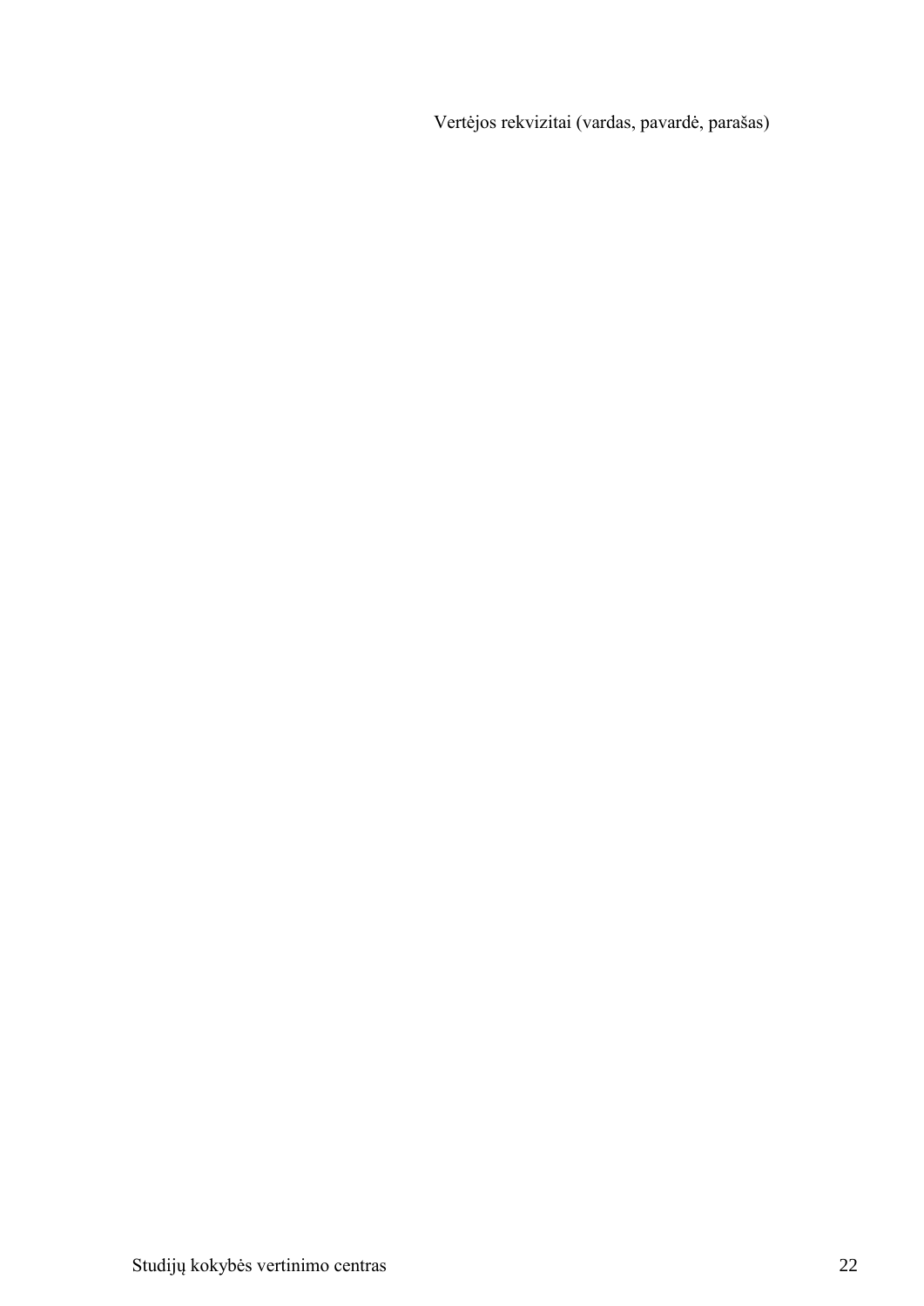Vertėjos rekvizitai (vardas, pavardė, parašas)